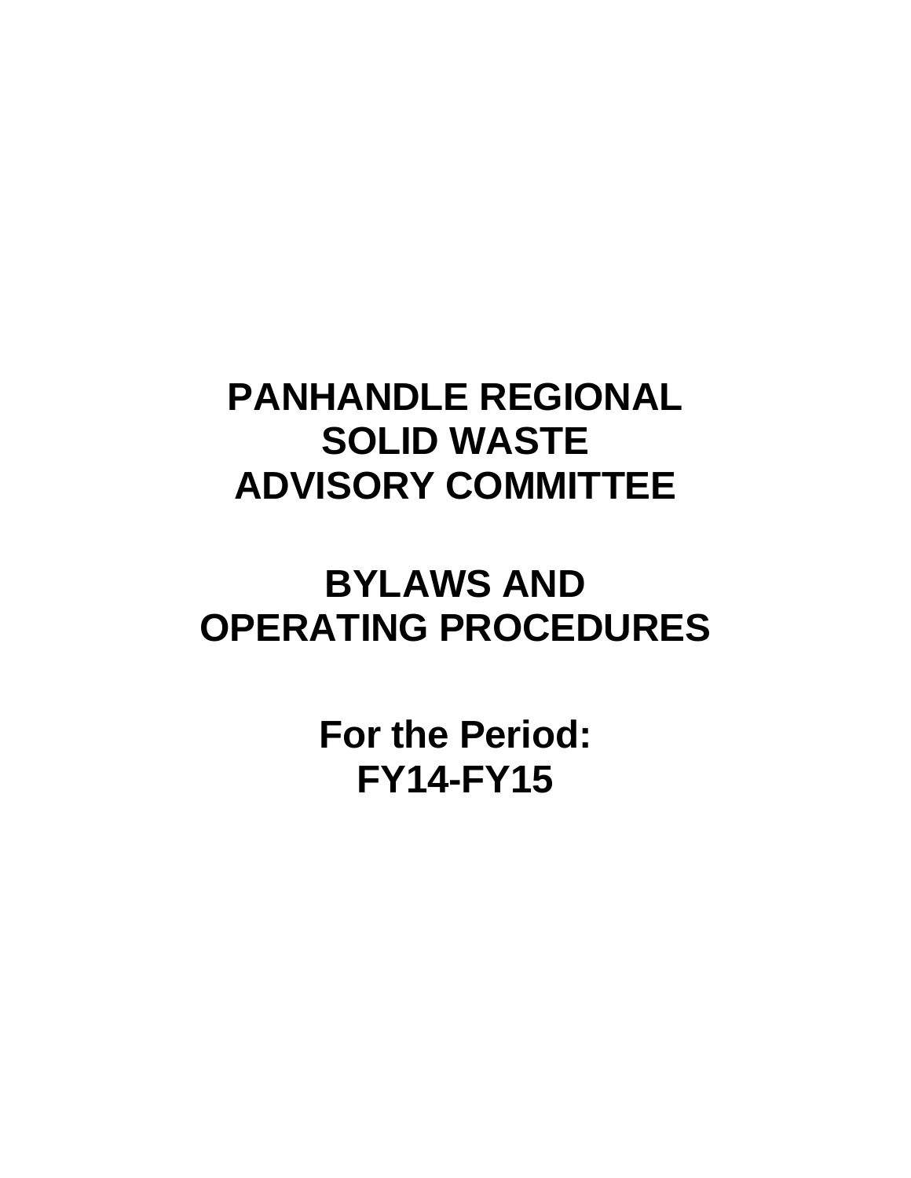# PANHANDLE REGIONAL SOLID WASTE ADVISORY COMMITTEE

# BYLAWS AND OPERATING PROCEDURES

## For the Period: FY14-FY15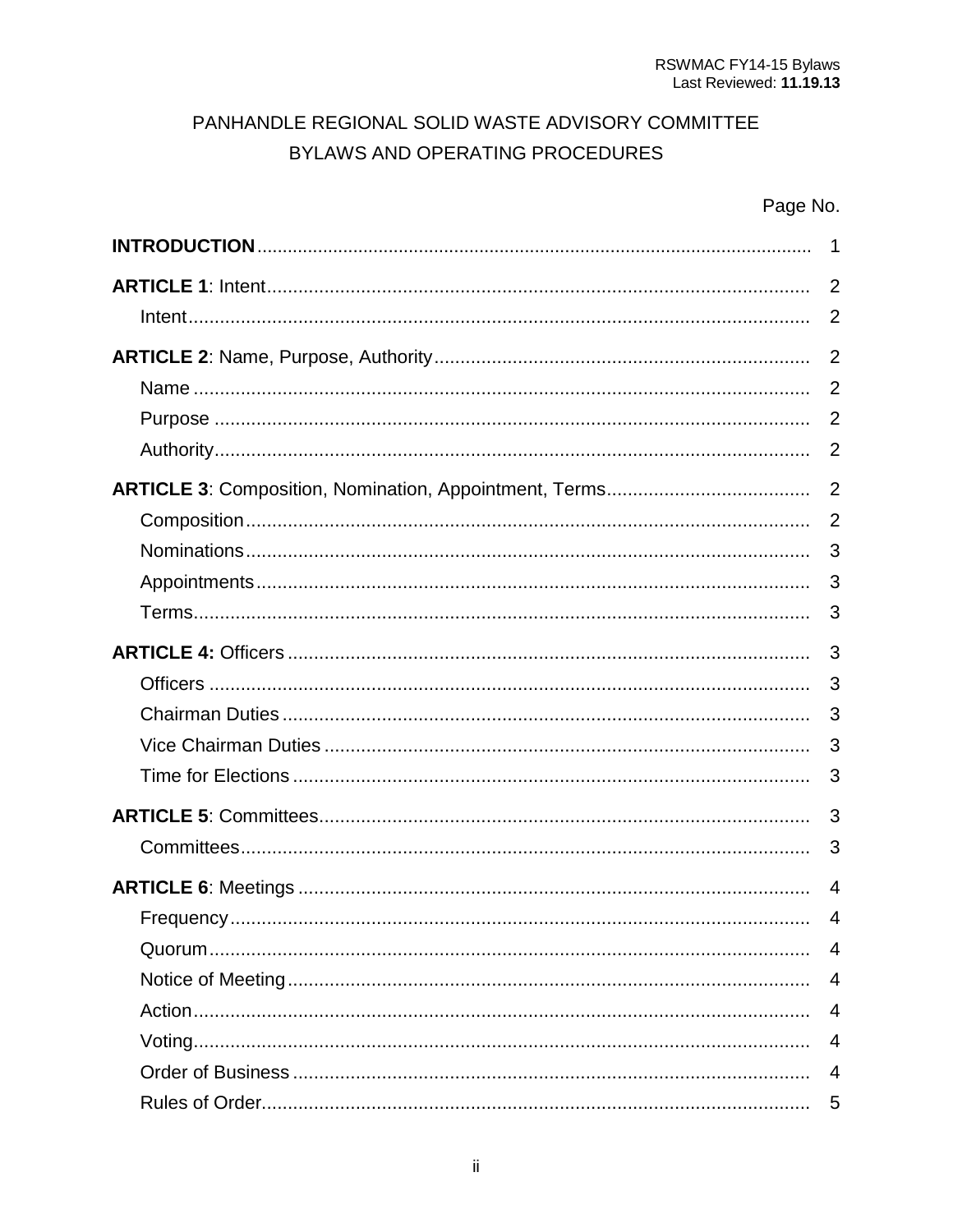PANHANDLE REGIONAL SOLID WASTE ADVISORY COMMITTEE
BYLAWS AND OPERATING PROCEDURES

| | Page No. |
|---|---|
| **INTRODUCTION** | 1 |
| **ARTICLE 1**: Intent | 2 |
| Intent | 2 |
| **ARTICLE 2**: Name, Purpose, Authority | 2 |
| Name | 2 |
| Purpose | 2 |
| Authority | 2 |
| **ARTICLE 3**: Composition, Nomination, Appointment, Terms | 2 |
| Composition | 2 |
| Nominations | 3 |
| Appointments | 3 |
| Terms | 3 |
| **ARTICLE 4:** Officers | 3 |
| Officers | 3 |
| Chairman Duties | 3 |
| Vice Chairman Duties | 3 |
| Time for Elections | 3 |
| **ARTICLE 5**: Committees | 3 |
| Committees | 3 |
| **ARTICLE 6**: Meetings | 4 |
| Frequency | 4 |
| Quorum | 4 |
| Notice of Meeting | 4 |
| Action | 4 |
| Voting | 4 |
| Order of Business | 4 |
| Rules of Order | 5 |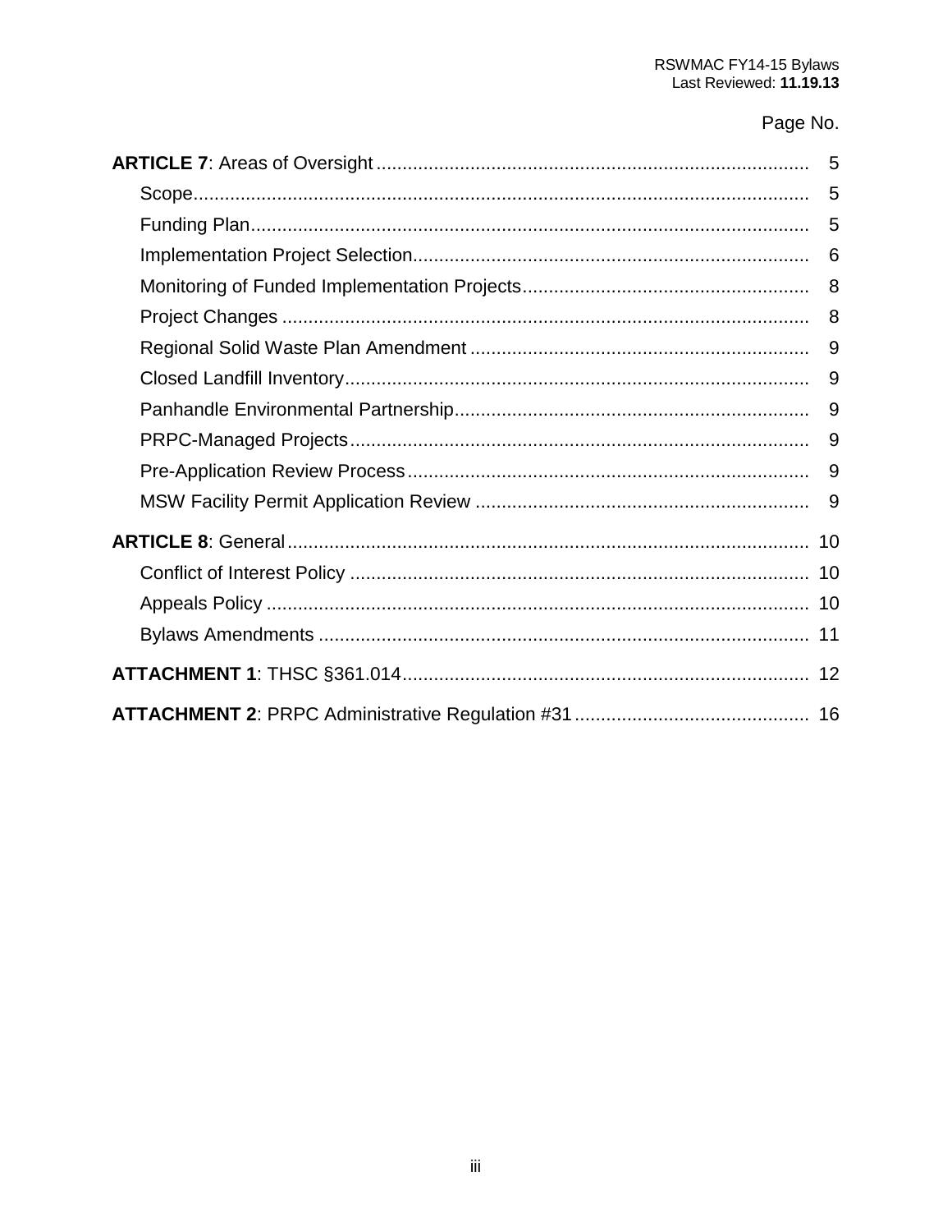Page No.

**ARTICLE 7**: Areas of Oversight .................................................................................. 5

- Scope..................................................................................................................... 5
- Funding Plan........................................................................................................... 5
- Implementation Project Selection........................................................................... 6
- Monitoring of Funded Implementation Projects...................................................... 8
- Project Changes .................................................................................................... 8
- Regional Solid Waste Plan Amendment ................................................................ 9
- Closed Landfill Inventory........................................................................................ 9
- Panhandle Environmental Partnership................................................................... 9
- PRPC-Managed Projects........................................................................................ 9
- Pre-Application Review Process............................................................................ 9
- MSW Facility Permit Application Review ............................................................... 9

**ARTICLE 8**: General................................................................................................... 10

- Conflict of Interest Policy ....................................................................................... 10
- Appeals Policy ....................................................................................................... 10
- Bylaws Amendments ............................................................................................. 11

**ATTACHMENT 1**: THSC §361.014............................................................................. 12

**ATTACHMENT 2**: PRPC Administrative Regulation #31............................................ 16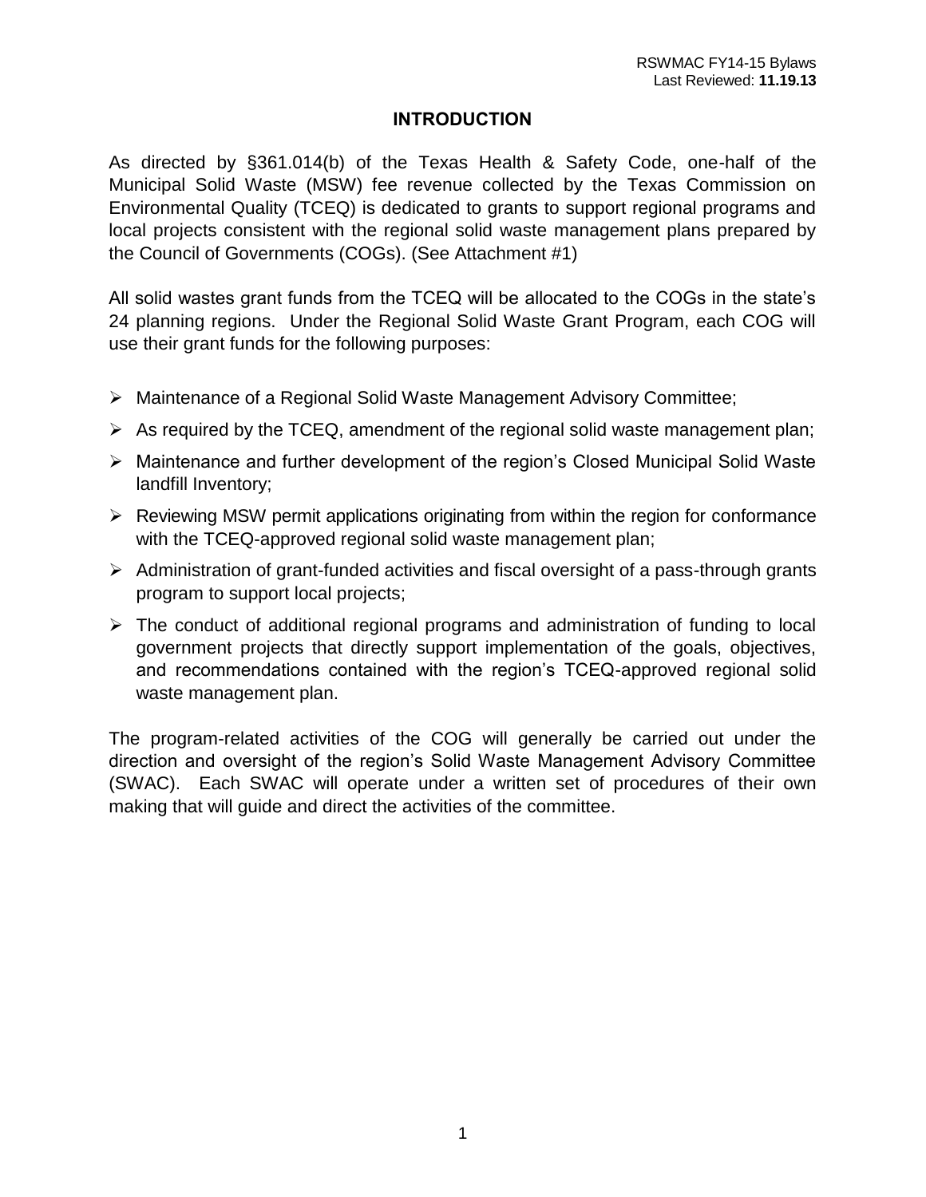## INTRODUCTION

As directed by §361.014(b) of the Texas Health & Safety Code, one-half of the Municipal Solid Waste (MSW) fee revenue collected by the Texas Commission on Environmental Quality (TCEQ) is dedicated to grants to support regional programs and local projects consistent with the regional solid waste management plans prepared by the Council of Governments (COGs). (See Attachment #1)

All solid wastes grant funds from the TCEQ will be allocated to the COGs in the state's 24 planning regions. Under the Regional Solid Waste Grant Program, each COG will use their grant funds for the following purposes:

- Maintenance of a Regional Solid Waste Management Advisory Committee;
- As required by the TCEQ, amendment of the regional solid waste management plan;
- Maintenance and further development of the region's Closed Municipal Solid Waste landfill Inventory;
- Reviewing MSW permit applications originating from within the region for conformance with the TCEQ-approved regional solid waste management plan;
- Administration of grant-funded activities and fiscal oversight of a pass-through grants program to support local projects;
- The conduct of additional regional programs and administration of funding to local government projects that directly support implementation of the goals, objectives, and recommendations contained with the region's TCEQ-approved regional solid waste management plan.

The program-related activities of the COG will generally be carried out under the direction and oversight of the region's Solid Waste Management Advisory Committee (SWAC). Each SWAC will operate under a written set of procedures of their own making that will guide and direct the activities of the committee.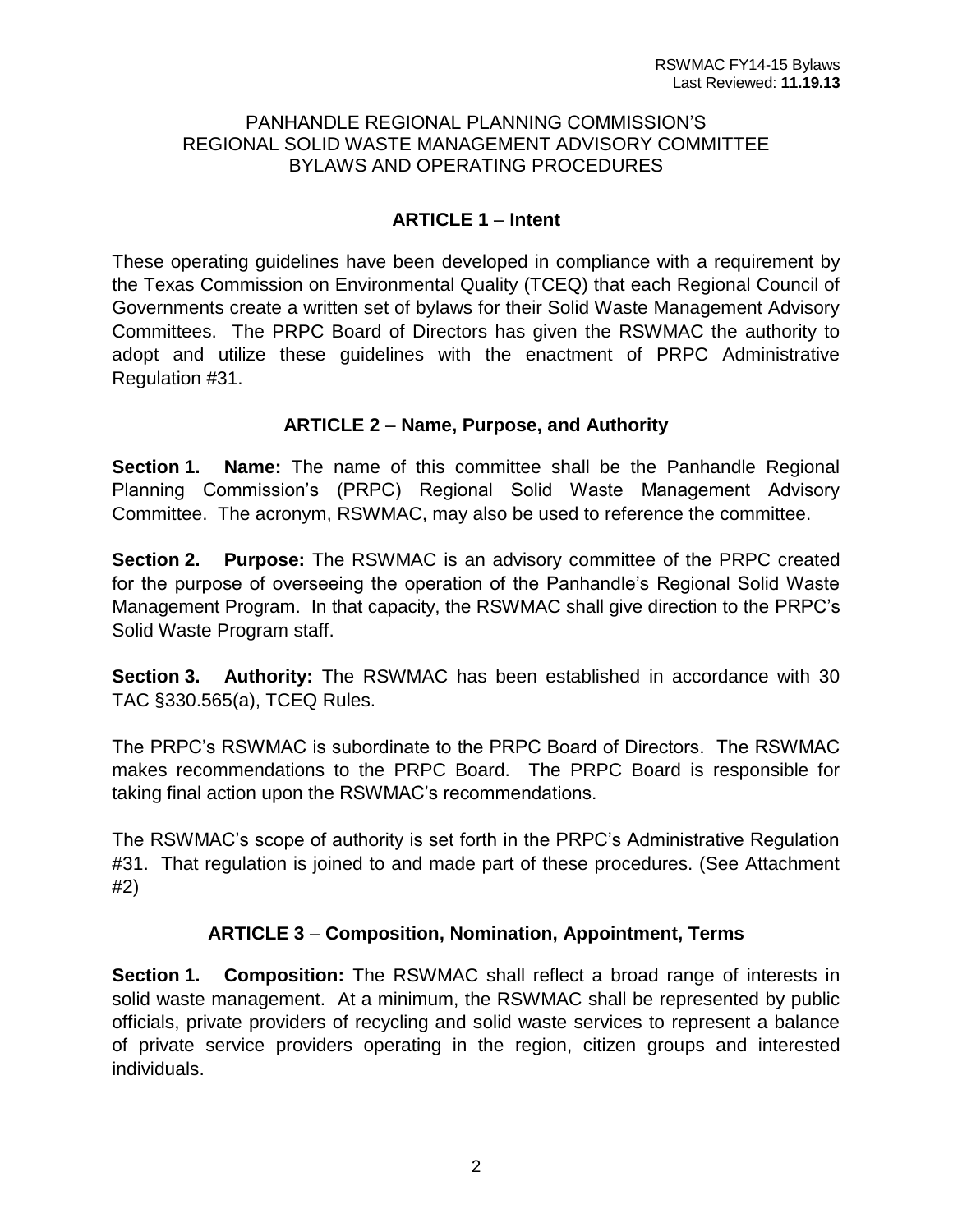PANHANDLE REGIONAL PLANNING COMMISSION'S
REGIONAL SOLID WASTE MANAGEMENT ADVISORY COMMITTEE
BYLAWS AND OPERATING PROCEDURES

## ARTICLE 1 – Intent

These operating guidelines have been developed in compliance with a requirement by the Texas Commission on Environmental Quality (TCEQ) that each Regional Council of Governments create a written set of bylaws for their Solid Waste Management Advisory Committees. The PRPC Board of Directors has given the RSWMAC the authority to adopt and utilize these guidelines with the enactment of PRPC Administrative Regulation #31.

## ARTICLE 2 – Name, Purpose, and Authority

**Section 1. Name:** The name of this committee shall be the Panhandle Regional Planning Commission's (PRPC) Regional Solid Waste Management Advisory Committee. The acronym, RSWMAC, may also be used to reference the committee.

**Section 2. Purpose:** The RSWMAC is an advisory committee of the PRPC created for the purpose of overseeing the operation of the Panhandle's Regional Solid Waste Management Program. In that capacity, the RSWMAC shall give direction to the PRPC's Solid Waste Program staff.

**Section 3. Authority:** The RSWMAC has been established in accordance with 30 TAC §330.565(a), TCEQ Rules.

The PRPC's RSWMAC is subordinate to the PRPC Board of Directors. The RSWMAC makes recommendations to the PRPC Board. The PRPC Board is responsible for taking final action upon the RSWMAC's recommendations.

The RSWMAC's scope of authority is set forth in the PRPC's Administrative Regulation #31. That regulation is joined to and made part of these procedures. (See Attachment #2)

## ARTICLE 3 – Composition, Nomination, Appointment, Terms

**Section 1. Composition:** The RSWMAC shall reflect a broad range of interests in solid waste management. At a minimum, the RSWMAC shall be represented by public officials, private providers of recycling and solid waste services to represent a balance of private service providers operating in the region, citizen groups and interested individuals.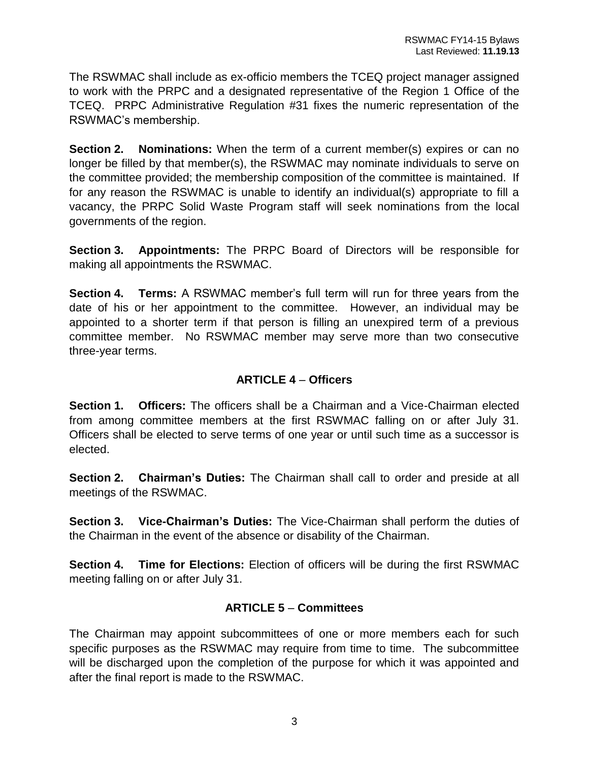The RSWMAC shall include as ex-officio members the TCEQ project manager assigned to work with the PRPC and a designated representative of the Region 1 Office of the TCEQ. PRPC Administrative Regulation #31 fixes the numeric representation of the RSWMAC's membership.

**Section 2. Nominations:** When the term of a current member(s) expires or can no longer be filled by that member(s), the RSWMAC may nominate individuals to serve on the committee provided; the membership composition of the committee is maintained. If for any reason the RSWMAC is unable to identify an individual(s) appropriate to fill a vacancy, the PRPC Solid Waste Program staff will seek nominations from the local governments of the region.

**Section 3. Appointments:** The PRPC Board of Directors will be responsible for making all appointments the RSWMAC.

**Section 4. Terms:** A RSWMAC member's full term will run for three years from the date of his or her appointment to the committee. However, an individual may be appointed to a shorter term if that person is filling an unexpired term of a previous committee member. No RSWMAC member may serve more than two consecutive three-year terms.

## ARTICLE 4 – Officers

**Section 1. Officers:** The officers shall be a Chairman and a Vice-Chairman elected from among committee members at the first RSWMAC falling on or after July 31. Officers shall be elected to serve terms of one year or until such time as a successor is elected.

**Section 2. Chairman's Duties:** The Chairman shall call to order and preside at all meetings of the RSWMAC.

**Section 3. Vice-Chairman's Duties:** The Vice-Chairman shall perform the duties of the Chairman in the event of the absence or disability of the Chairman.

**Section 4. Time for Elections:** Election of officers will be during the first RSWMAC meeting falling on or after July 31.

## ARTICLE 5 – Committees

The Chairman may appoint subcommittees of one or more members each for such specific purposes as the RSWMAC may require from time to time. The subcommittee will be discharged upon the completion of the purpose for which it was appointed and after the final report is made to the RSWMAC.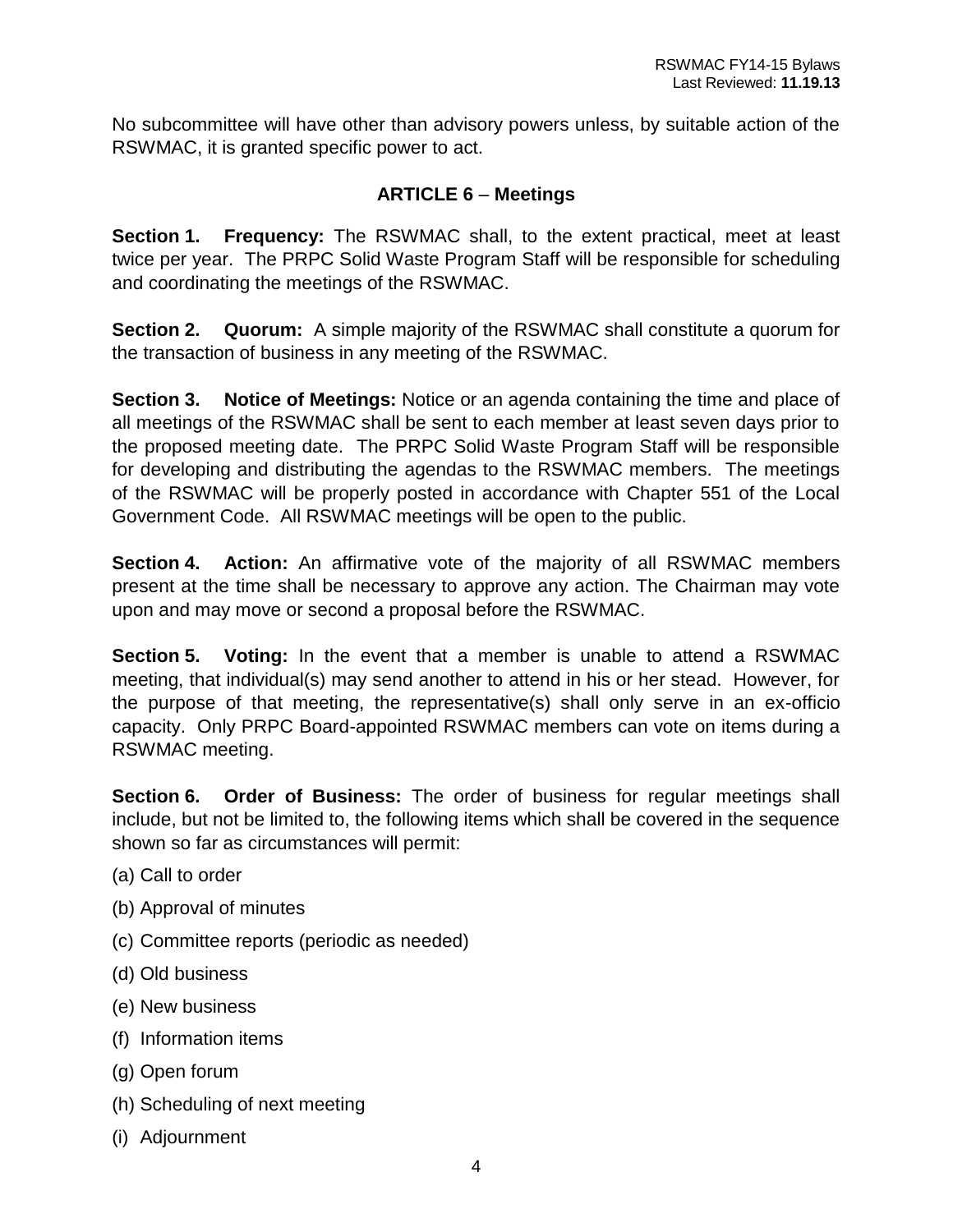No subcommittee will have other than advisory powers unless, by suitable action of the RSWMAC, it is granted specific power to act.

## ARTICLE 6 – Meetings

**Section 1. Frequency:** The RSWMAC shall, to the extent practical, meet at least twice per year. The PRPC Solid Waste Program Staff will be responsible for scheduling and coordinating the meetings of the RSWMAC.

**Section 2. Quorum:** A simple majority of the RSWMAC shall constitute a quorum for the transaction of business in any meeting of the RSWMAC.

**Section 3. Notice of Meetings:** Notice or an agenda containing the time and place of all meetings of the RSWMAC shall be sent to each member at least seven days prior to the proposed meeting date. The PRPC Solid Waste Program Staff will be responsible for developing and distributing the agendas to the RSWMAC members. The meetings of the RSWMAC will be properly posted in accordance with Chapter 551 of the Local Government Code. All RSWMAC meetings will be open to the public.

**Section 4. Action:** An affirmative vote of the majority of all RSWMAC members present at the time shall be necessary to approve any action. The Chairman may vote upon and may move or second a proposal before the RSWMAC.

**Section 5. Voting:** In the event that a member is unable to attend a RSWMAC meeting, that individual(s) may send another to attend in his or her stead. However, for the purpose of that meeting, the representative(s) shall only serve in an ex-officio capacity. Only PRPC Board-appointed RSWMAC members can vote on items during a RSWMAC meeting.

**Section 6. Order of Business:** The order of business for regular meetings shall include, but not be limited to, the following items which shall be covered in the sequence shown so far as circumstances will permit:

(a) Call to order

(b) Approval of minutes

(c) Committee reports (periodic as needed)

(d) Old business

(e) New business

(f) Information items

(g) Open forum

(h) Scheduling of next meeting

(i) Adjournment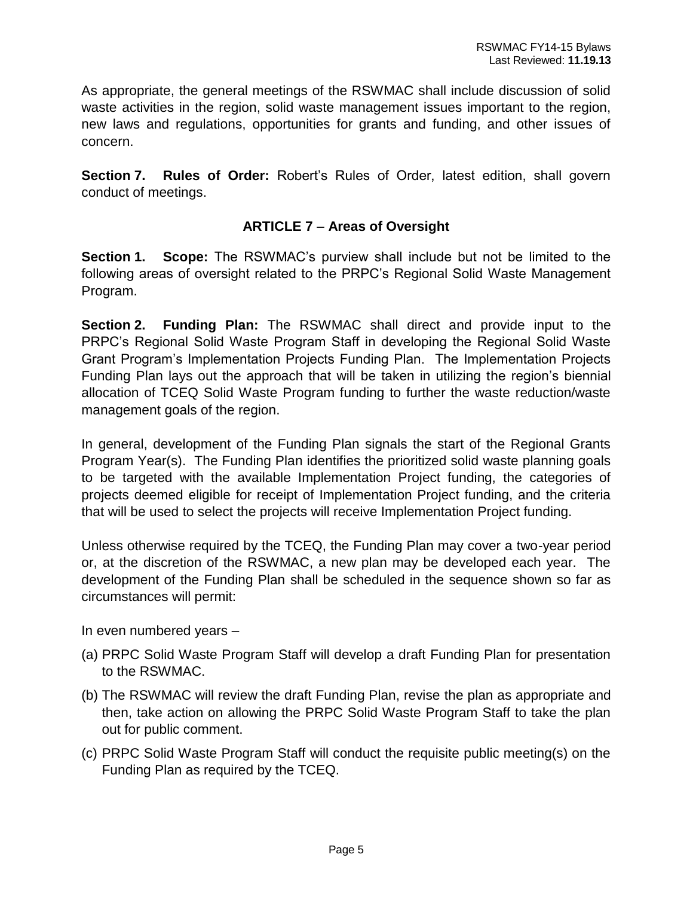As appropriate, the general meetings of the RSWMAC shall include discussion of solid waste activities in the region, solid waste management issues important to the region, new laws and regulations, opportunities for grants and funding, and other issues of concern.

**Section 7. Rules of Order:** Robert's Rules of Order, latest edition, shall govern conduct of meetings.

## ARTICLE 7 – Areas of Oversight

**Section 1. Scope:** The RSWMAC's purview shall include but not be limited to the following areas of oversight related to the PRPC's Regional Solid Waste Management Program.

**Section 2. Funding Plan:** The RSWMAC shall direct and provide input to the PRPC's Regional Solid Waste Program Staff in developing the Regional Solid Waste Grant Program's Implementation Projects Funding Plan. The Implementation Projects Funding Plan lays out the approach that will be taken in utilizing the region's biennial allocation of TCEQ Solid Waste Program funding to further the waste reduction/waste management goals of the region.

In general, development of the Funding Plan signals the start of the Regional Grants Program Year(s). The Funding Plan identifies the prioritized solid waste planning goals to be targeted with the available Implementation Project funding, the categories of projects deemed eligible for receipt of Implementation Project funding, and the criteria that will be used to select the projects will receive Implementation Project funding.

Unless otherwise required by the TCEQ, the Funding Plan may cover a two-year period or, at the discretion of the RSWMAC, a new plan may be developed each year. The development of the Funding Plan shall be scheduled in the sequence shown so far as circumstances will permit:

In even numbered years –

(a) PRPC Solid Waste Program Staff will develop a draft Funding Plan for presentation to the RSWMAC.

(b) The RSWMAC will review the draft Funding Plan, revise the plan as appropriate and then, take action on allowing the PRPC Solid Waste Program Staff to take the plan out for public comment.

(c) PRPC Solid Waste Program Staff will conduct the requisite public meeting(s) on the Funding Plan as required by the TCEQ.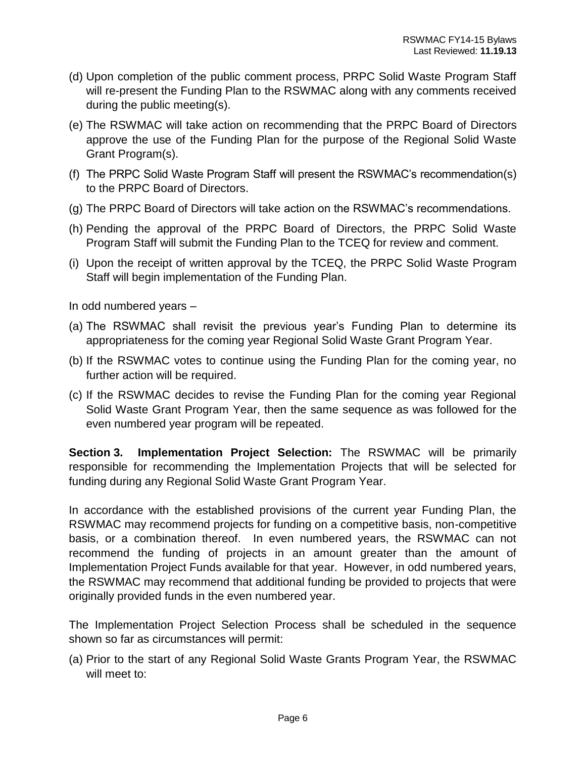(d) Upon completion of the public comment process, PRPC Solid Waste Program Staff will re-present the Funding Plan to the RSWMAC along with any comments received during the public meeting(s).

(e) The RSWMAC will take action on recommending that the PRPC Board of Directors approve the use of the Funding Plan for the purpose of the Regional Solid Waste Grant Program(s).

(f) The PRPC Solid Waste Program Staff will present the RSWMAC's recommendation(s) to the PRPC Board of Directors.

(g) The PRPC Board of Directors will take action on the RSWMAC's recommendations.

(h) Pending the approval of the PRPC Board of Directors, the PRPC Solid Waste Program Staff will submit the Funding Plan to the TCEQ for review and comment.

(i) Upon the receipt of written approval by the TCEQ, the PRPC Solid Waste Program Staff will begin implementation of the Funding Plan.

In odd numbered years –

(a) The RSWMAC shall revisit the previous year's Funding Plan to determine its appropriateness for the coming year Regional Solid Waste Grant Program Year.

(b) If the RSWMAC votes to continue using the Funding Plan for the coming year, no further action will be required.

(c) If the RSWMAC decides to revise the Funding Plan for the coming year Regional Solid Waste Grant Program Year, then the same sequence as was followed for the even numbered year program will be repeated.

**Section 3. Implementation Project Selection:** The RSWMAC will be primarily responsible for recommending the Implementation Projects that will be selected for funding during any Regional Solid Waste Grant Program Year.

In accordance with the established provisions of the current year Funding Plan, the RSWMAC may recommend projects for funding on a competitive basis, non-competitive basis, or a combination thereof. In even numbered years, the RSWMAC can not recommend the funding of projects in an amount greater than the amount of Implementation Project Funds available for that year. However, in odd numbered years, the RSWMAC may recommend that additional funding be provided to projects that were originally provided funds in the even numbered year.

The Implementation Project Selection Process shall be scheduled in the sequence shown so far as circumstances will permit:

(a) Prior to the start of any Regional Solid Waste Grants Program Year, the RSWMAC will meet to: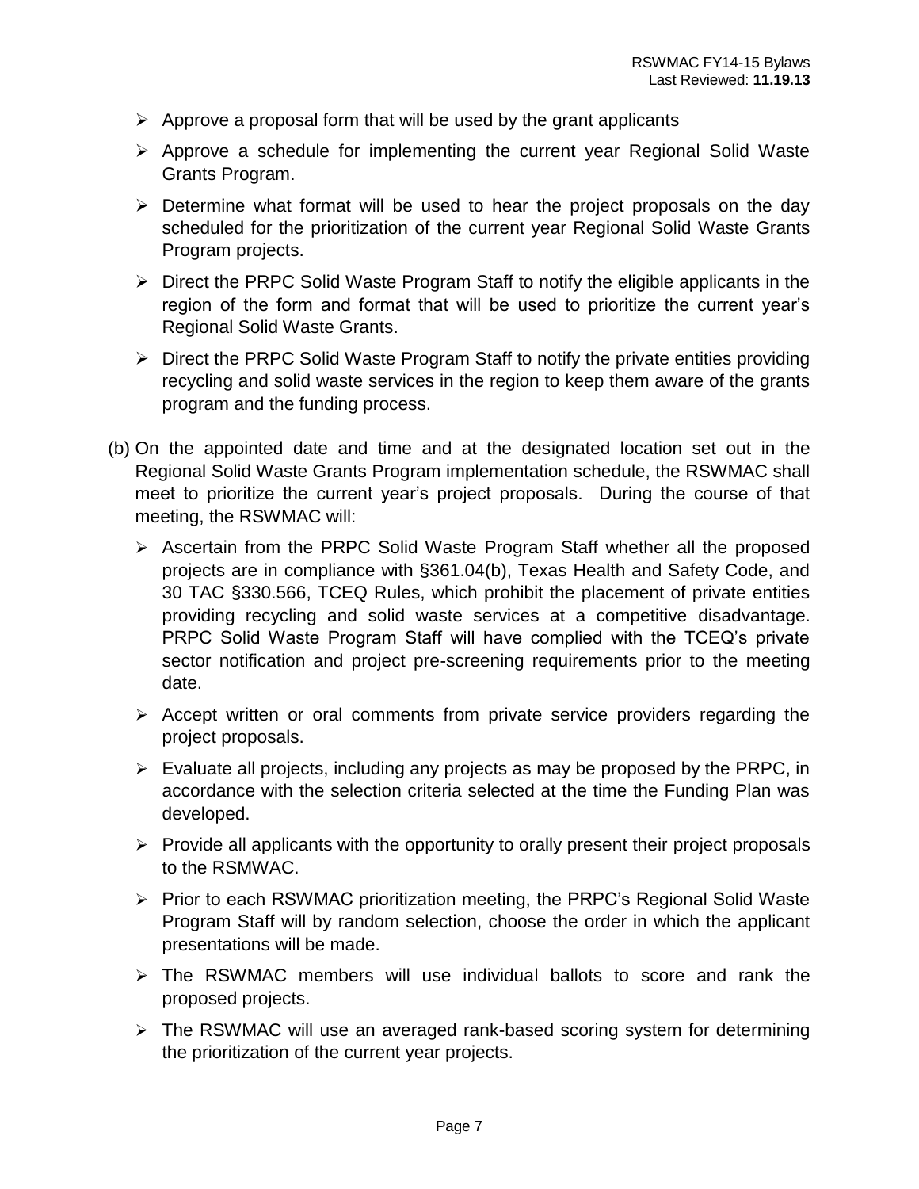- Approve a proposal form that will be used by the grant applicants
- Approve a schedule for implementing the current year Regional Solid Waste Grants Program.
- Determine what format will be used to hear the project proposals on the day scheduled for the prioritization of the current year Regional Solid Waste Grants Program projects.
- Direct the PRPC Solid Waste Program Staff to notify the eligible applicants in the region of the form and format that will be used to prioritize the current year's Regional Solid Waste Grants.
- Direct the PRPC Solid Waste Program Staff to notify the private entities providing recycling and solid waste services in the region to keep them aware of the grants program and the funding process.

(b) On the appointed date and time and at the designated location set out in the Regional Solid Waste Grants Program implementation schedule, the RSWMAC shall meet to prioritize the current year's project proposals. During the course of that meeting, the RSWMAC will:

- Ascertain from the PRPC Solid Waste Program Staff whether all the proposed projects are in compliance with §361.04(b), Texas Health and Safety Code, and 30 TAC §330.566, TCEQ Rules, which prohibit the placement of private entities providing recycling and solid waste services at a competitive disadvantage. PRPC Solid Waste Program Staff will have complied with the TCEQ's private sector notification and project pre-screening requirements prior to the meeting date.
- Accept written or oral comments from private service providers regarding the project proposals.
- Evaluate all projects, including any projects as may be proposed by the PRPC, in accordance with the selection criteria selected at the time the Funding Plan was developed.
- Provide all applicants with the opportunity to orally present their project proposals to the RSMWAC.
- Prior to each RSWMAC prioritization meeting, the PRPC's Regional Solid Waste Program Staff will by random selection, choose the order in which the applicant presentations will be made.
- The RSWMAC members will use individual ballots to score and rank the proposed projects.
- The RSWMAC will use an averaged rank-based scoring system for determining the prioritization of the current year projects.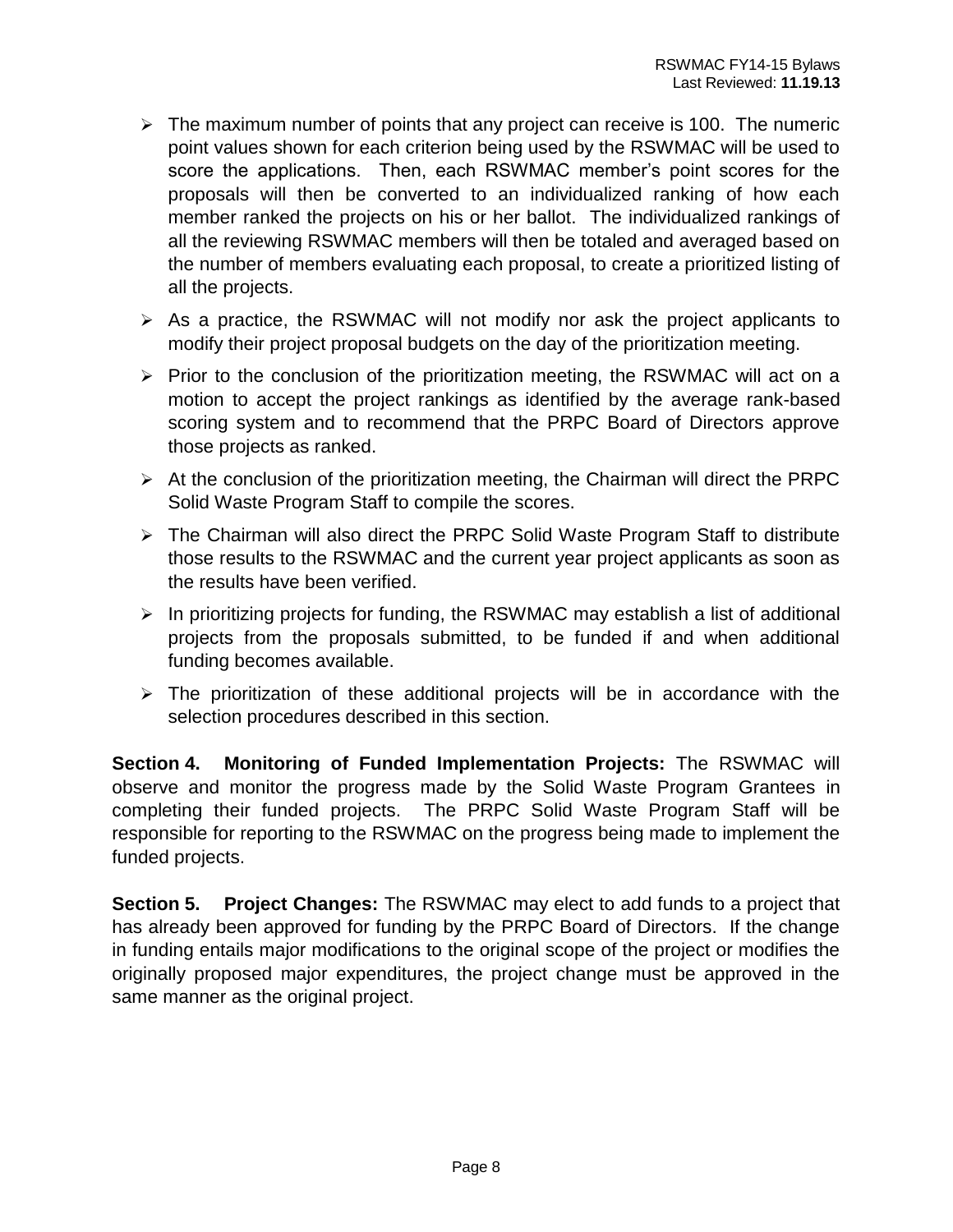- The maximum number of points that any project can receive is 100. The numeric point values shown for each criterion being used by the RSWMAC will be used to score the applications. Then, each RSWMAC member's point scores for the proposals will then be converted to an individualized ranking of how each member ranked the projects on his or her ballot. The individualized rankings of all the reviewing RSWMAC members will then be totaled and averaged based on the number of members evaluating each proposal, to create a prioritized listing of all the projects.
- As a practice, the RSWMAC will not modify nor ask the project applicants to modify their project proposal budgets on the day of the prioritization meeting.
- Prior to the conclusion of the prioritization meeting, the RSWMAC will act on a motion to accept the project rankings as identified by the average rank-based scoring system and to recommend that the PRPC Board of Directors approve those projects as ranked.
- At the conclusion of the prioritization meeting, the Chairman will direct the PRPC Solid Waste Program Staff to compile the scores.
- The Chairman will also direct the PRPC Solid Waste Program Staff to distribute those results to the RSWMAC and the current year project applicants as soon as the results have been verified.
- In prioritizing projects for funding, the RSWMAC may establish a list of additional projects from the proposals submitted, to be funded if and when additional funding becomes available.
- The prioritization of these additional projects will be in accordance with the selection procedures described in this section.

**Section 4. Monitoring of Funded Implementation Projects:** The RSWMAC will observe and monitor the progress made by the Solid Waste Program Grantees in completing their funded projects. The PRPC Solid Waste Program Staff will be responsible for reporting to the RSWMAC on the progress being made to implement the funded projects.

**Section 5. Project Changes:** The RSWMAC may elect to add funds to a project that has already been approved for funding by the PRPC Board of Directors. If the change in funding entails major modifications to the original scope of the project or modifies the originally proposed major expenditures, the project change must be approved in the same manner as the original project.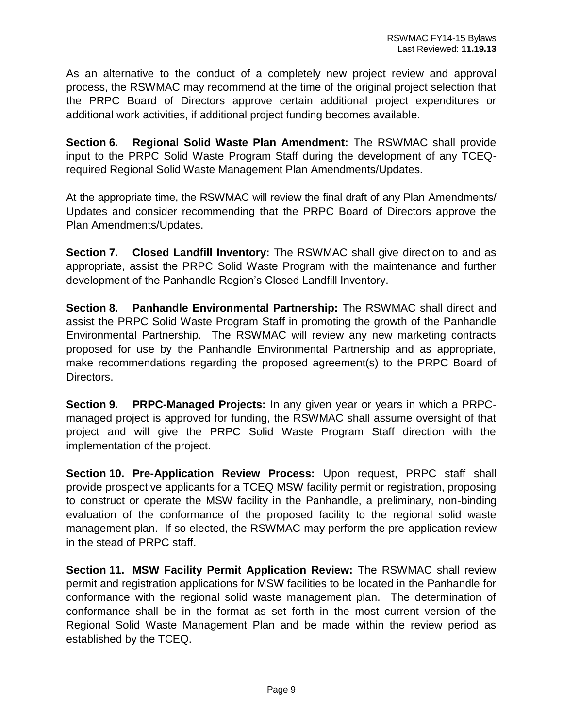As an alternative to the conduct of a completely new project review and approval process, the RSWMAC may recommend at the time of the original project selection that the PRPC Board of Directors approve certain additional project expenditures or additional work activities, if additional project funding becomes available.

**Section 6. Regional Solid Waste Plan Amendment:** The RSWMAC shall provide input to the PRPC Solid Waste Program Staff during the development of any TCEQ-required Regional Solid Waste Management Plan Amendments/Updates.

At the appropriate time, the RSWMAC will review the final draft of any Plan Amendments/ Updates and consider recommending that the PRPC Board of Directors approve the Plan Amendments/Updates.

**Section 7. Closed Landfill Inventory:** The RSWMAC shall give direction to and as appropriate, assist the PRPC Solid Waste Program with the maintenance and further development of the Panhandle Region's Closed Landfill Inventory.

**Section 8. Panhandle Environmental Partnership:** The RSWMAC shall direct and assist the PRPC Solid Waste Program Staff in promoting the growth of the Panhandle Environmental Partnership. The RSWMAC will review any new marketing contracts proposed for use by the Panhandle Environmental Partnership and as appropriate, make recommendations regarding the proposed agreement(s) to the PRPC Board of Directors.

**Section 9. PRPC-Managed Projects:** In any given year or years in which a PRPC-managed project is approved for funding, the RSWMAC shall assume oversight of that project and will give the PRPC Solid Waste Program Staff direction with the implementation of the project.

**Section 10. Pre-Application Review Process:** Upon request, PRPC staff shall provide prospective applicants for a TCEQ MSW facility permit or registration, proposing to construct or operate the MSW facility in the Panhandle, a preliminary, non-binding evaluation of the conformance of the proposed facility to the regional solid waste management plan. If so elected, the RSWMAC may perform the pre-application review in the stead of PRPC staff.

**Section 11. MSW Facility Permit Application Review:** The RSWMAC shall review permit and registration applications for MSW facilities to be located in the Panhandle for conformance with the regional solid waste management plan. The determination of conformance shall be in the format as set forth in the most current version of the Regional Solid Waste Management Plan and be made within the review period as established by the TCEQ.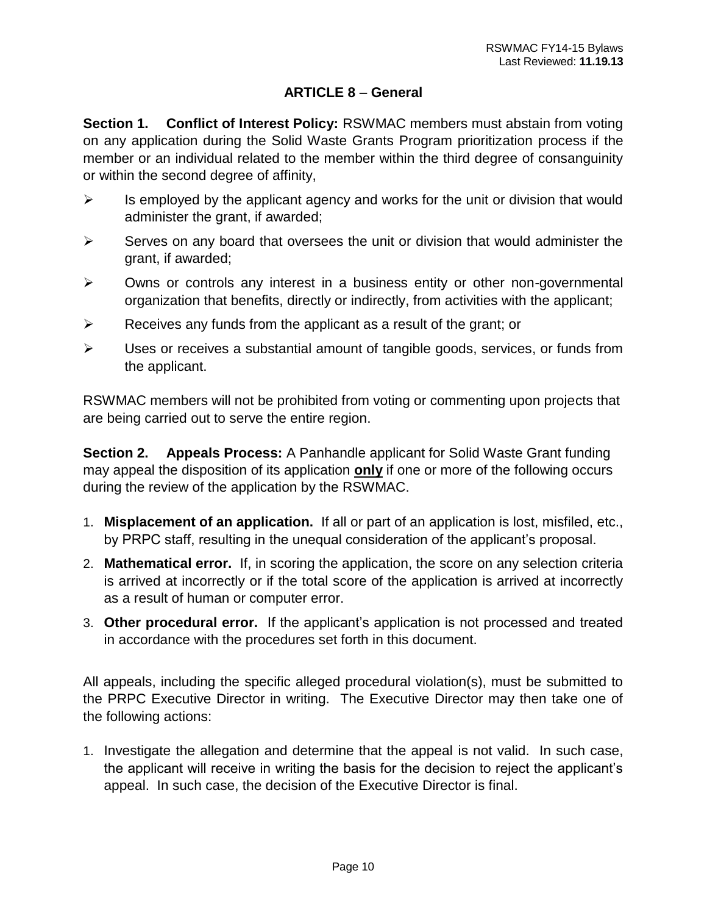## ARTICLE 8 – General

**Section 1. Conflict of Interest Policy:** RSWMAC members must abstain from voting on any application during the Solid Waste Grants Program prioritization process if the member or an individual related to the member within the third degree of consanguinity or within the second degree of affinity,

- Is employed by the applicant agency and works for the unit or division that would administer the grant, if awarded;
- Serves on any board that oversees the unit or division that would administer the grant, if awarded;
- Owns or controls any interest in a business entity or other non-governmental organization that benefits, directly or indirectly, from activities with the applicant;
- Receives any funds from the applicant as a result of the grant; or
- Uses or receives a substantial amount of tangible goods, services, or funds from the applicant.

RSWMAC members will not be prohibited from voting or commenting upon projects that are being carried out to serve the entire region.

**Section 2. Appeals Process:** A Panhandle applicant for Solid Waste Grant funding may appeal the disposition of its application **only** if one or more of the following occurs during the review of the application by the RSWMAC.

1. **Misplacement of an application.** If all or part of an application is lost, misfiled, etc., by PRPC staff, resulting in the unequal consideration of the applicant's proposal.
2. **Mathematical error.** If, in scoring the application, the score on any selection criteria is arrived at incorrectly or if the total score of the application is arrived at incorrectly as a result of human or computer error.
3. **Other procedural error.** If the applicant's application is not processed and treated in accordance with the procedures set forth in this document.

All appeals, including the specific alleged procedural violation(s), must be submitted to the PRPC Executive Director in writing. The Executive Director may then take one of the following actions:

1. Investigate the allegation and determine that the appeal is not valid. In such case, the applicant will receive in writing the basis for the decision to reject the applicant's appeal. In such case, the decision of the Executive Director is final.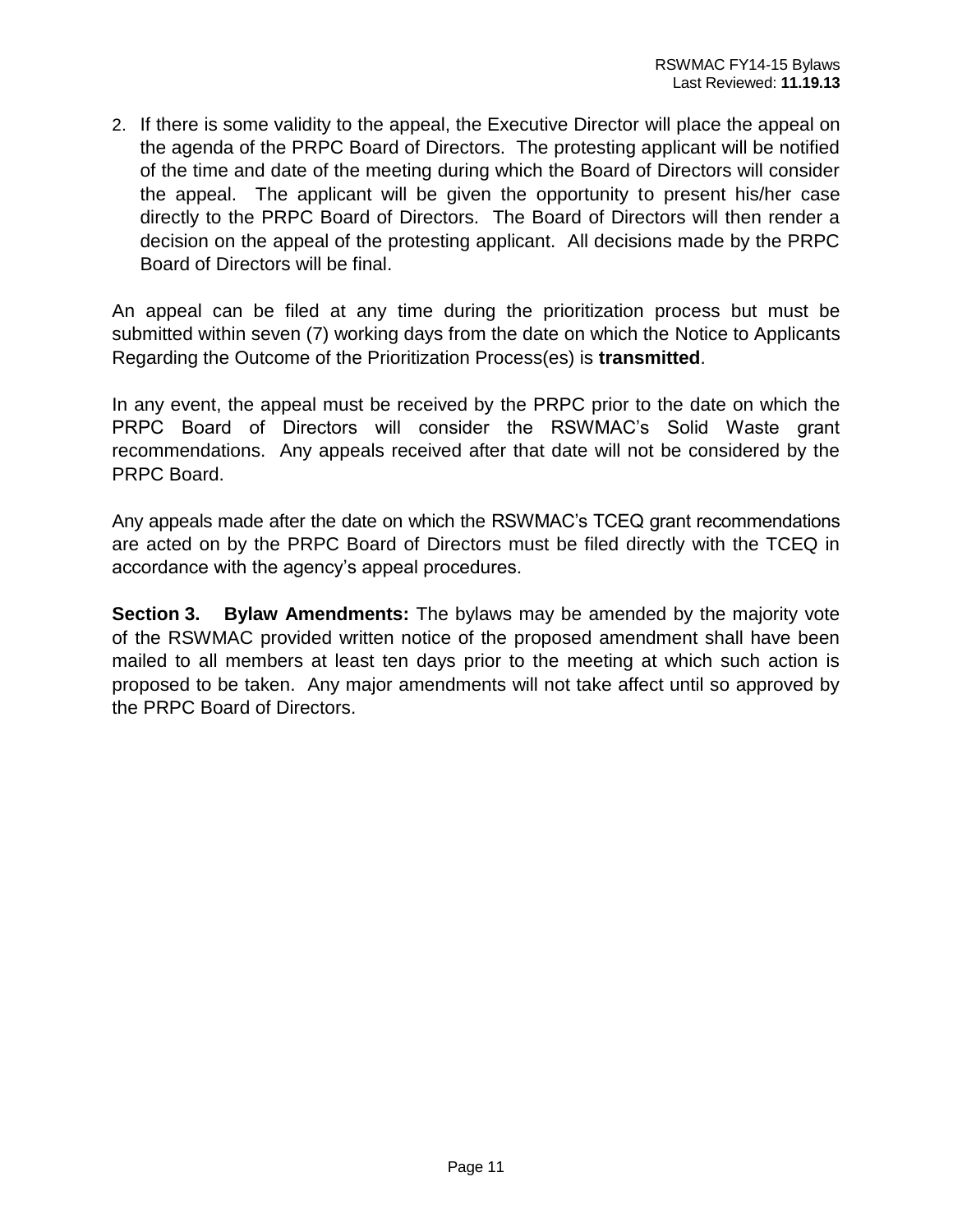2. If there is some validity to the appeal, the Executive Director will place the appeal on the agenda of the PRPC Board of Directors. The protesting applicant will be notified of the time and date of the meeting during which the Board of Directors will consider the appeal. The applicant will be given the opportunity to present his/her case directly to the PRPC Board of Directors. The Board of Directors will then render a decision on the appeal of the protesting applicant. All decisions made by the PRPC Board of Directors will be final.

An appeal can be filed at any time during the prioritization process but must be submitted within seven (7) working days from the date on which the Notice to Applicants Regarding the Outcome of the Prioritization Process(es) is **transmitted**.

In any event, the appeal must be received by the PRPC prior to the date on which the PRPC Board of Directors will consider the RSWMAC's Solid Waste grant recommendations. Any appeals received after that date will not be considered by the PRPC Board.

Any appeals made after the date on which the RSWMAC's TCEQ grant recommendations are acted on by the PRPC Board of Directors must be filed directly with the TCEQ in accordance with the agency's appeal procedures.

**Section 3. Bylaw Amendments:** The bylaws may be amended by the majority vote of the RSWMAC provided written notice of the proposed amendment shall have been mailed to all members at least ten days prior to the meeting at which such action is proposed to be taken. Any major amendments will not take affect until so approved by the PRPC Board of Directors.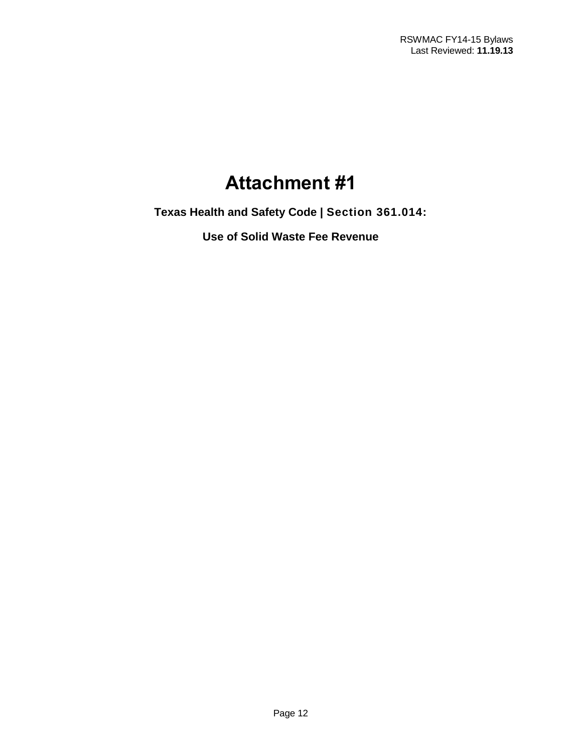# Attachment #1

**Texas Health and Safety Code | Section 361.014:**

**Use of Solid Waste Fee Revenue**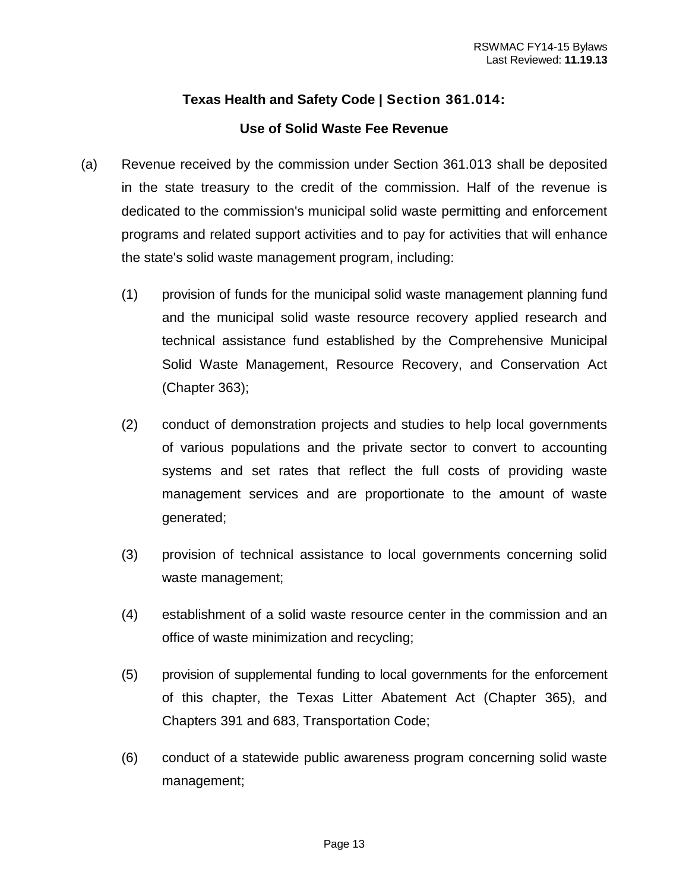## Texas Health and Safety Code | Section 361.014:

## Use of Solid Waste Fee Revenue

(a) Revenue received by the commission under Section 361.013 shall be deposited in the state treasury to the credit of the commission. Half of the revenue is dedicated to the commission's municipal solid waste permitting and enforcement programs and related support activities and to pay for activities that will enhance the state's solid waste management program, including:

(1) provision of funds for the municipal solid waste management planning fund and the municipal solid waste resource recovery applied research and technical assistance fund established by the Comprehensive Municipal Solid Waste Management, Resource Recovery, and Conservation Act (Chapter 363);

(2) conduct of demonstration projects and studies to help local governments of various populations and the private sector to convert to accounting systems and set rates that reflect the full costs of providing waste management services and are proportionate to the amount of waste generated;

(3) provision of technical assistance to local governments concerning solid waste management;

(4) establishment of a solid waste resource center in the commission and an office of waste minimization and recycling;

(5) provision of supplemental funding to local governments for the enforcement of this chapter, the Texas Litter Abatement Act (Chapter 365), and Chapters 391 and 683, Transportation Code;

(6) conduct of a statewide public awareness program concerning solid waste management;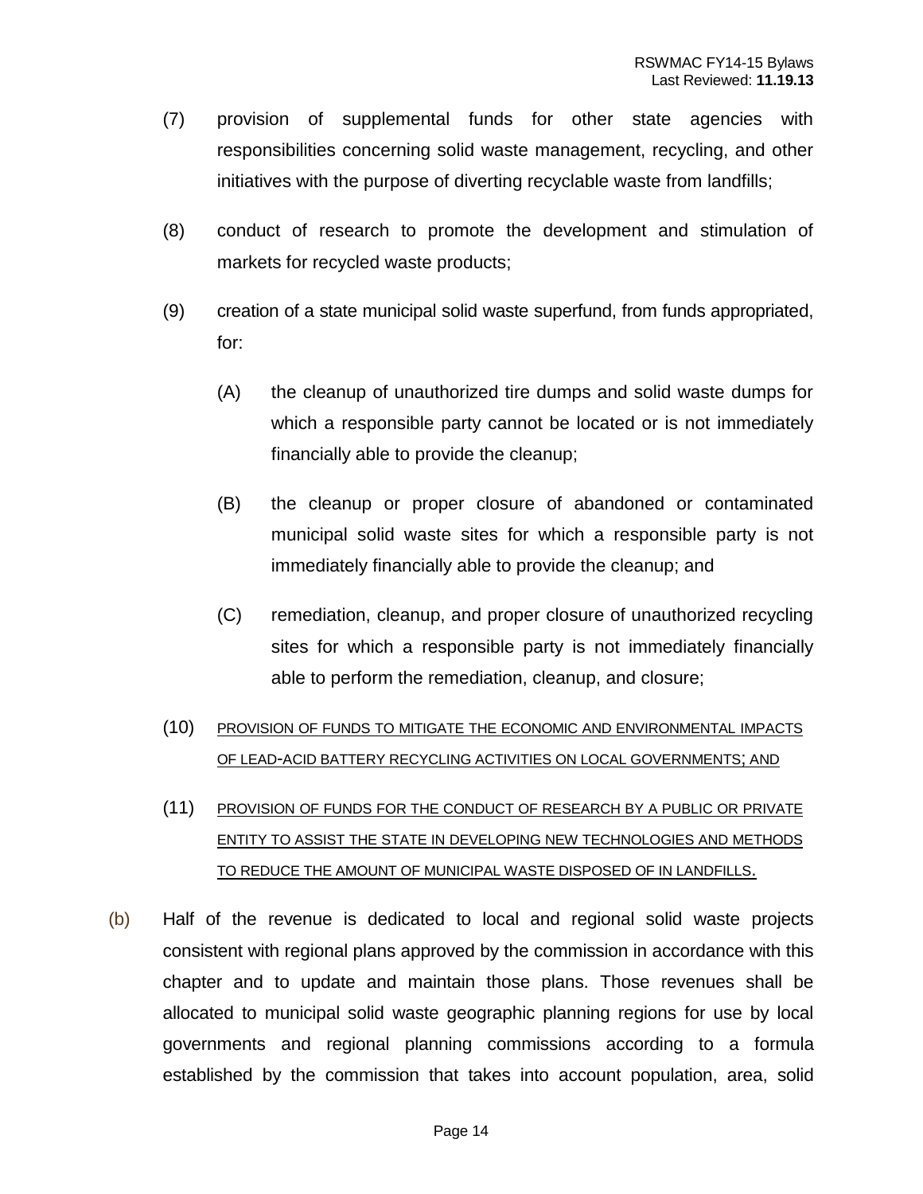(7) provision of supplemental funds for other state agencies with responsibilities concerning solid waste management, recycling, and other initiatives with the purpose of diverting recyclable waste from landfills;

(8) conduct of research to promote the development and stimulation of markets for recycled waste products;

(9) creation of a state municipal solid waste superfund, from funds appropriated, for:

  (A) the cleanup of unauthorized tire dumps and solid waste dumps for which a responsible party cannot be located or is not immediately financially able to provide the cleanup;

  (B) the cleanup or proper closure of abandoned or contaminated municipal solid waste sites for which a responsible party is not immediately financially able to provide the cleanup; and

  (C) remediation, cleanup, and proper closure of unauthorized recycling sites for which a responsible party is not immediately financially able to perform the remediation, cleanup, and closure;

(10) PROVISION OF FUNDS TO MITIGATE THE ECONOMIC AND ENVIRONMENTAL IMPACTS OF LEAD-ACID BATTERY RECYCLING ACTIVITIES ON LOCAL GOVERNMENTS; AND

(11) PROVISION OF FUNDS FOR THE CONDUCT OF RESEARCH BY A PUBLIC OR PRIVATE ENTITY TO ASSIST THE STATE IN DEVELOPING NEW TECHNOLOGIES AND METHODS TO REDUCE THE AMOUNT OF MUNICIPAL WASTE DISPOSED OF IN LANDFILLS.

(b) Half of the revenue is dedicated to local and regional solid waste projects consistent with regional plans approved by the commission in accordance with this chapter and to update and maintain those plans. Those revenues shall be allocated to municipal solid waste geographic planning regions for use by local governments and regional planning commissions according to a formula established by the commission that takes into account population, area, solid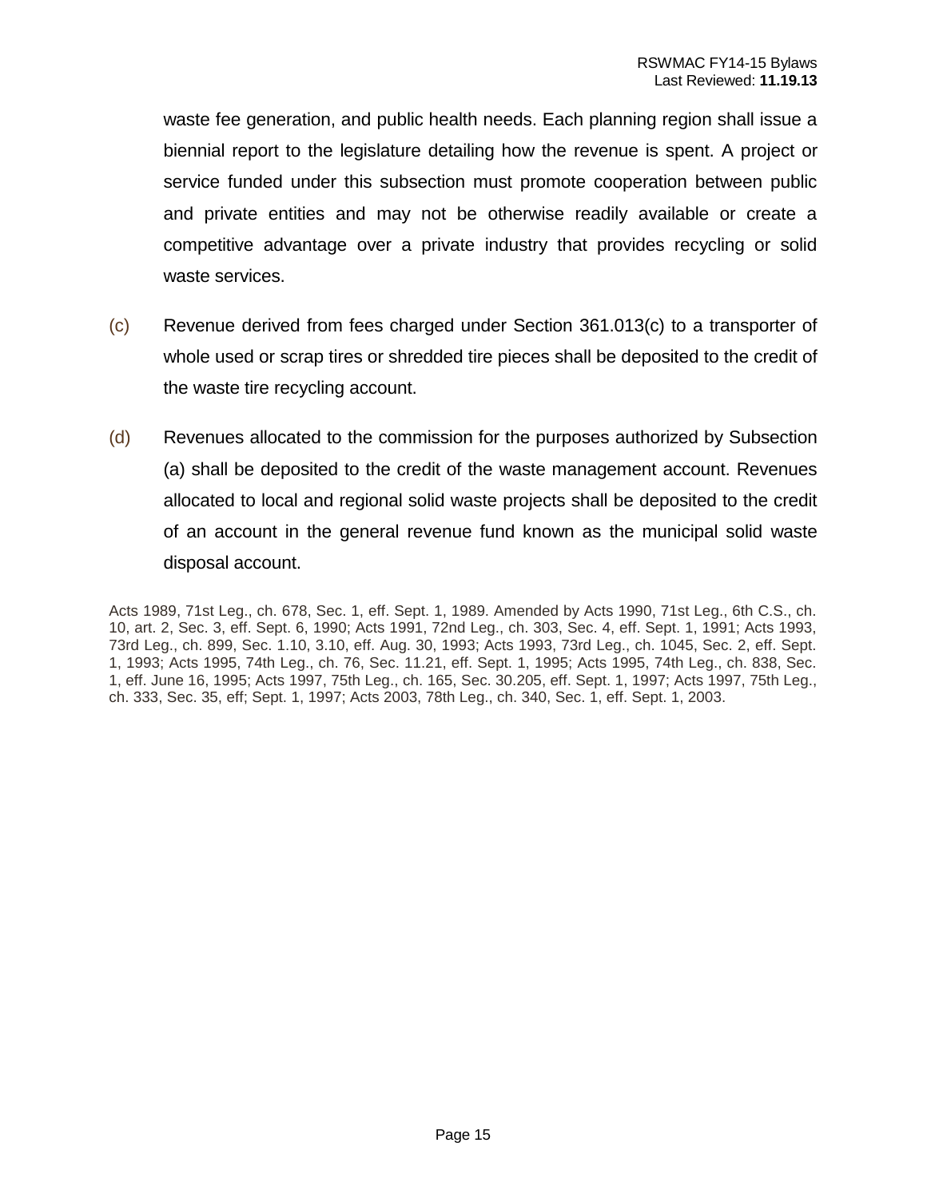waste fee generation, and public health needs. Each planning region shall issue a biennial report to the legislature detailing how the revenue is spent. A project or service funded under this subsection must promote cooperation between public and private entities and may not be otherwise readily available or create a competitive advantage over a private industry that provides recycling or solid waste services.

(c) Revenue derived from fees charged under Section 361.013(c) to a transporter of whole used or scrap tires or shredded tire pieces shall be deposited to the credit of the waste tire recycling account.

(d) Revenues allocated to the commission for the purposes authorized by Subsection (a) shall be deposited to the credit of the waste management account. Revenues allocated to local and regional solid waste projects shall be deposited to the credit of an account in the general revenue fund known as the municipal solid waste disposal account.

Acts 1989, 71st Leg., ch. 678, Sec. 1, eff. Sept. 1, 1989. Amended by Acts 1990, 71st Leg., 6th C.S., ch. 10, art. 2, Sec. 3, eff. Sept. 6, 1990; Acts 1991, 72nd Leg., ch. 303, Sec. 4, eff. Sept. 1, 1991; Acts 1993, 73rd Leg., ch. 899, Sec. 1.10, 3.10, eff. Aug. 30, 1993; Acts 1993, 73rd Leg., ch. 1045, Sec. 2, eff. Sept. 1, 1993; Acts 1995, 74th Leg., ch. 76, Sec. 11.21, eff. Sept. 1, 1995; Acts 1995, 74th Leg., ch. 838, Sec. 1, eff. June 16, 1995; Acts 1997, 75th Leg., ch. 165, Sec. 30.205, eff. Sept. 1, 1997; Acts 1997, 75th Leg., ch. 333, Sec. 35, eff; Sept. 1, 1997; Acts 2003, 78th Leg., ch. 340, Sec. 1, eff. Sept. 1, 2003.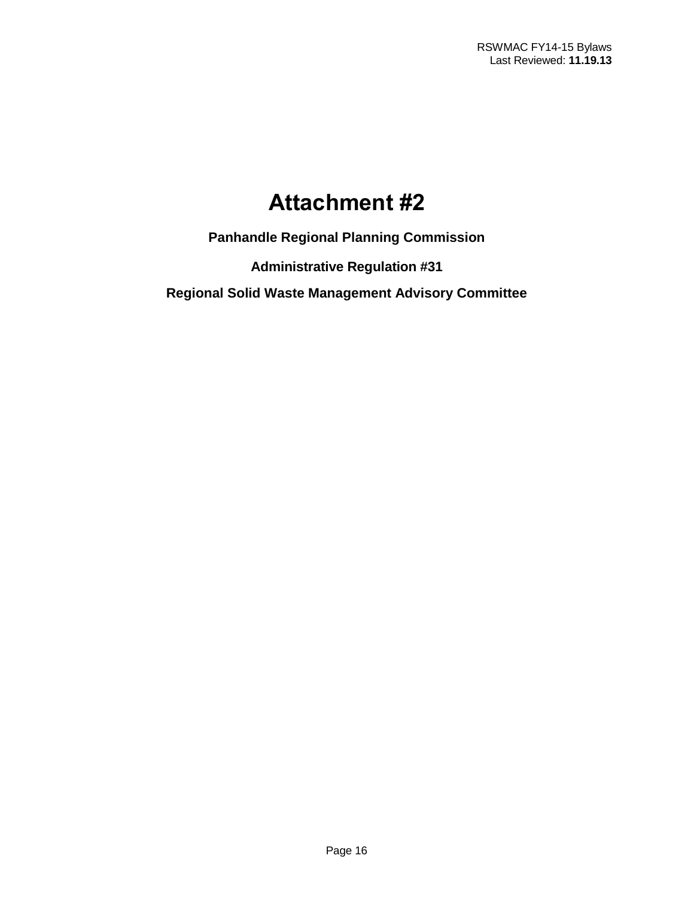# Attachment #2

**Panhandle Regional Planning Commission**

**Administrative Regulation #31**

**Regional Solid Waste Management Advisory Committee**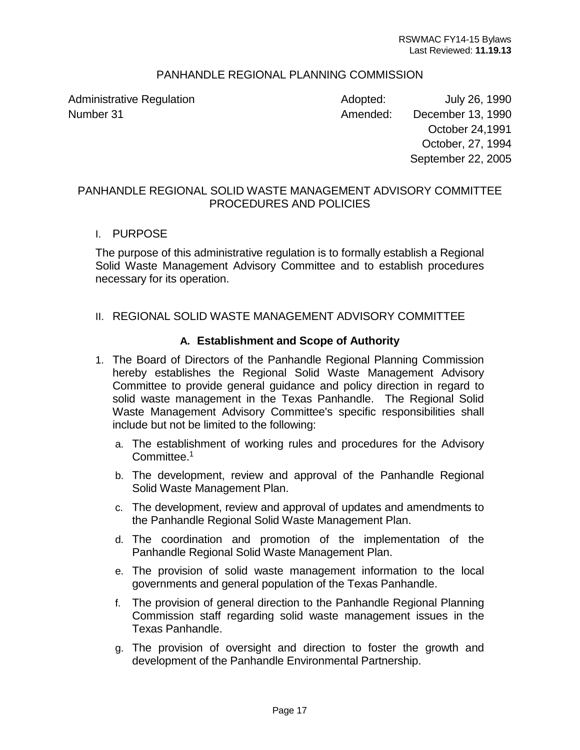PANHANDLE REGIONAL PLANNING COMMISSION

| | | |
|---|---|---|
| Administrative Regulation | Adopted: | July 26, 1990 |
| Number 31 | Amended: | December 13, 1990 |
| | | October 24,1991 |
| | | October, 27, 1994 |
| | | September 22, 2005 |

PANHANDLE REGIONAL SOLID WASTE MANAGEMENT ADVISORY COMMITTEE PROCEDURES AND POLICIES

I. PURPOSE

The purpose of this administrative regulation is to formally establish a Regional Solid Waste Management Advisory Committee and to establish procedures necessary for its operation.

II. REGIONAL SOLID WASTE MANAGEMENT ADVISORY COMMITTEE

**A. Establishment and Scope of Authority**

1. The Board of Directors of the Panhandle Regional Planning Commission hereby establishes the Regional Solid Waste Management Advisory Committee to provide general guidance and policy direction in regard to solid waste management in the Texas Panhandle. The Regional Solid Waste Management Advisory Committee's specific responsibilities shall include but not be limited to the following:
   a. The establishment of working rules and procedures for the Advisory Committee.[1]
   b. The development, review and approval of the Panhandle Regional Solid Waste Management Plan.
   c. The development, review and approval of updates and amendments to the Panhandle Regional Solid Waste Management Plan.
   d. The coordination and promotion of the implementation of the Panhandle Regional Solid Waste Management Plan.
   e. The provision of solid waste management information to the local governments and general population of the Texas Panhandle.
   f. The provision of general direction to the Panhandle Regional Planning Commission staff regarding solid waste management issues in the Texas Panhandle.
   g. The provision of oversight and direction to foster the growth and development of the Panhandle Environmental Partnership.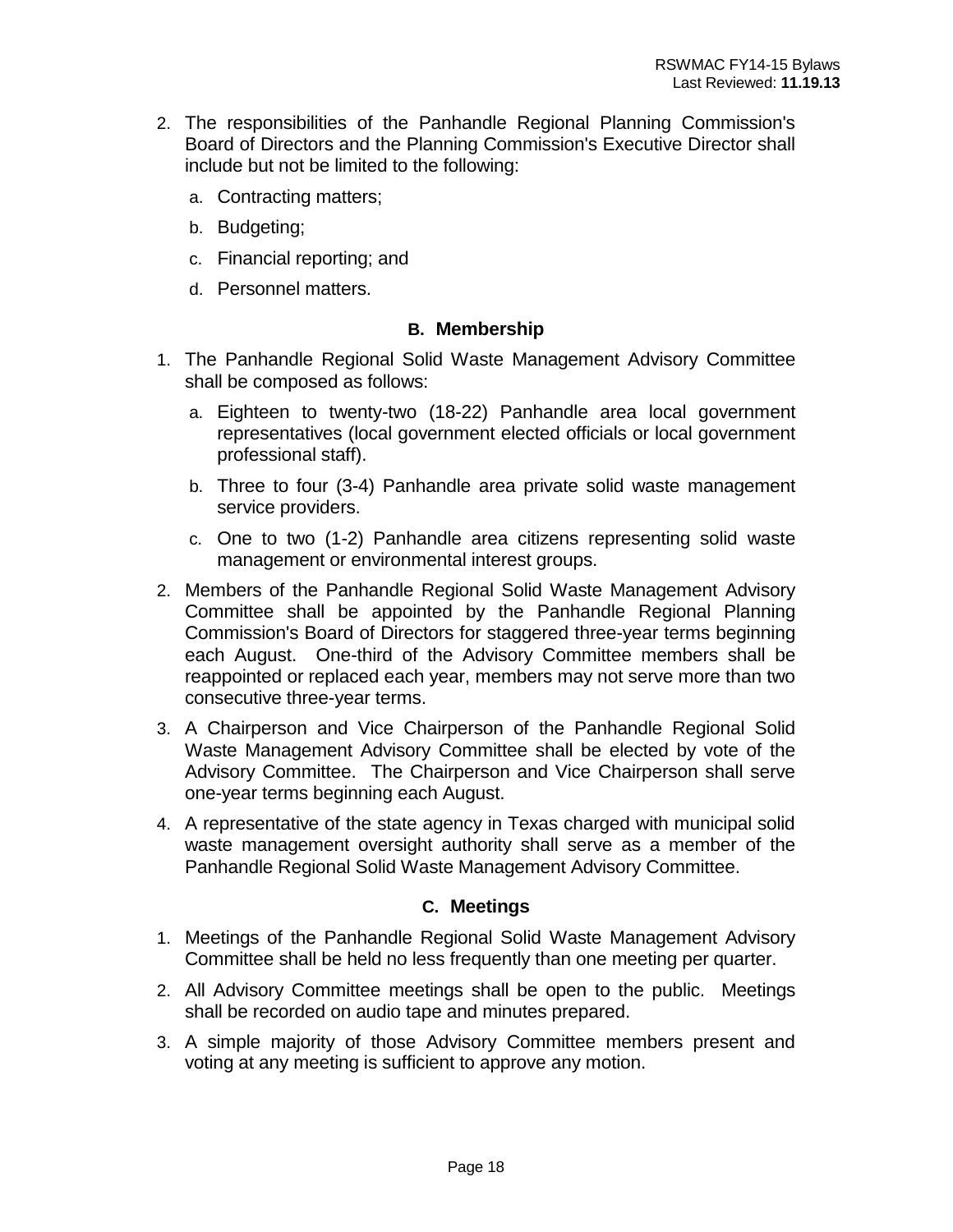2. The responsibilities of the Panhandle Regional Planning Commission's Board of Directors and the Planning Commission's Executive Director shall include but not be limited to the following:
   a. Contracting matters;
   b. Budgeting;
   c. Financial reporting; and
   d. Personnel matters.

### B. Membership

1. The Panhandle Regional Solid Waste Management Advisory Committee shall be composed as follows:
   a. Eighteen to twenty-two (18-22) Panhandle area local government representatives (local government elected officials or local government professional staff).
   b. Three to four (3-4) Panhandle area private solid waste management service providers.
   c. One to two (1-2) Panhandle area citizens representing solid waste management or environmental interest groups.
2. Members of the Panhandle Regional Solid Waste Management Advisory Committee shall be appointed by the Panhandle Regional Planning Commission's Board of Directors for staggered three-year terms beginning each August. One-third of the Advisory Committee members shall be reappointed or replaced each year, members may not serve more than two consecutive three-year terms.
3. A Chairperson and Vice Chairperson of the Panhandle Regional Solid Waste Management Advisory Committee shall be elected by vote of the Advisory Committee. The Chairperson and Vice Chairperson shall serve one-year terms beginning each August.
4. A representative of the state agency in Texas charged with municipal solid waste management oversight authority shall serve as a member of the Panhandle Regional Solid Waste Management Advisory Committee.

### C. Meetings

1. Meetings of the Panhandle Regional Solid Waste Management Advisory Committee shall be held no less frequently than one meeting per quarter.
2. All Advisory Committee meetings shall be open to the public. Meetings shall be recorded on audio tape and minutes prepared.
3. A simple majority of those Advisory Committee members present and voting at any meeting is sufficient to approve any motion.